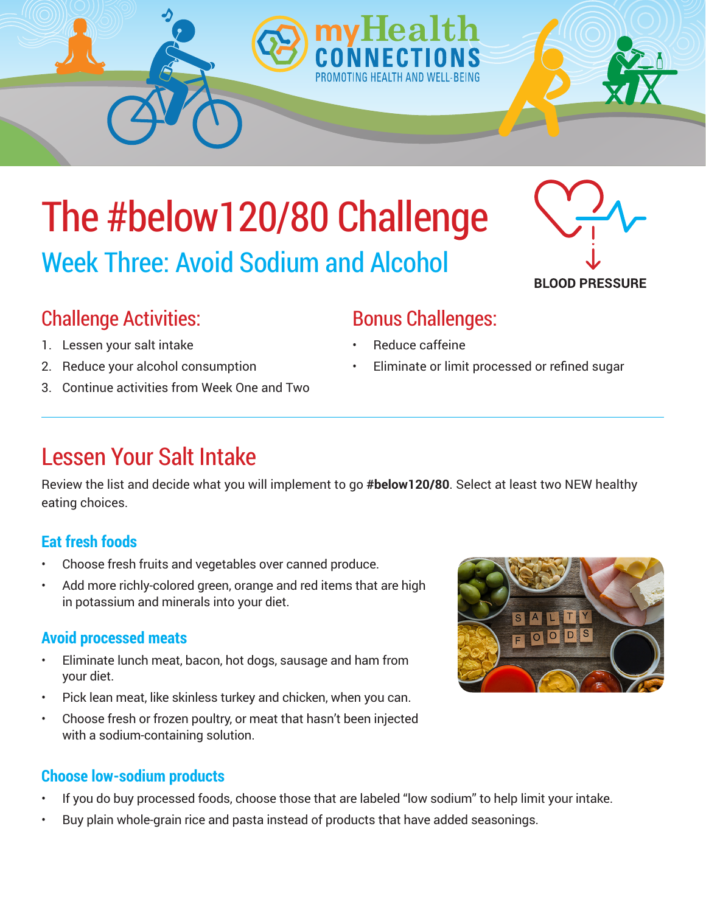# The #below120/80 Challenge

## Week Three: Avoid Sodium and Alcohol

### Challenge Activities:

1. Lessen your salt intake
2. Reduce your alcohol consumption
3. Continue activities from Week One and Two

### Bonus Challenges:

- Reduce caffeine
- Eliminate or limit processed or refined sugar

---

## Lessen Your Salt Intake

Review the list and decide what you will implement to go **#below120/80**. Select at least two NEW healthy eating choices.

### Eat fresh foods

- Choose fresh fruits and vegetables over canned produce.
- Add more richly-colored green, orange and red items that are high in potassium and minerals into your diet.

### Avoid processed meats

- Eliminate lunch meat, bacon, hot dogs, sausage and ham from your diet.
- Pick lean meat, like skinless turkey and chicken, when you can.
- Choose fresh or frozen poultry, or meat that hasn't been injected with a sodium-containing solution.

### Choose low-sodium products

- If you do buy processed foods, choose those that are labeled "low sodium" to help limit your intake.
- Buy plain whole-grain rice and pasta instead of products that have added seasonings.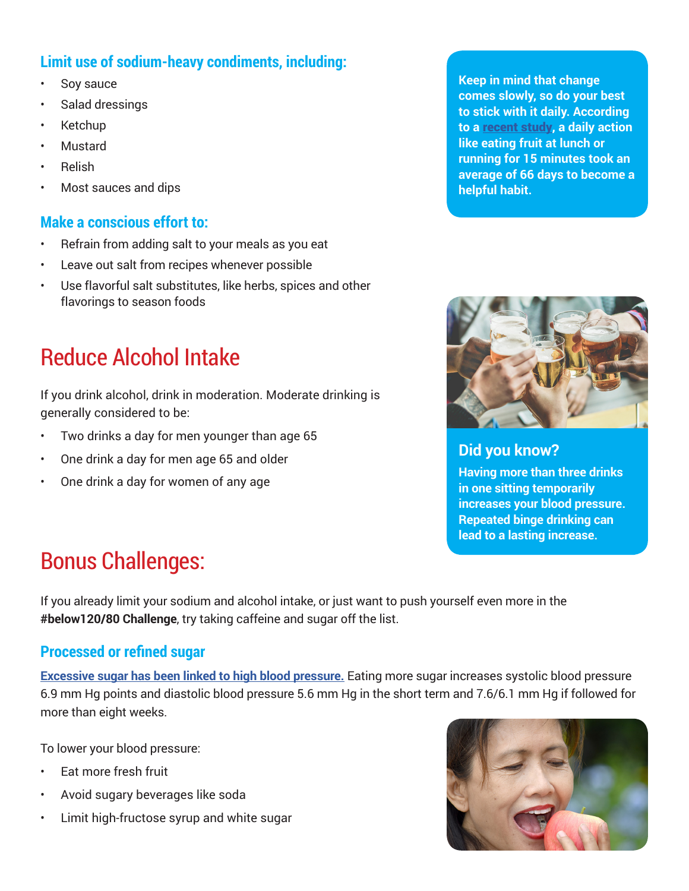### Limit use of sodium-heavy condiments, including:

- Soy sauce
- Salad dressings
- Ketchup
- Mustard
- Relish
- Most sauces and dips

### Make a conscious effort to:

- Refrain from adding salt to your meals as you eat
- Leave out salt from recipes whenever possible
- Use flavorful salt substitutes, like herbs, spices and other flavorings to season foods

**Keep in mind that change comes slowly, so do your best to stick with it daily. According to a recent study, a daily action like eating fruit at lunch or running for 15 minutes took an average of 66 days to become a helpful habit.**

## Reduce Alcohol Intake

If you drink alcohol, drink in moderation. Moderate drinking is generally considered to be:

- Two drinks a day for men younger than age 65
- One drink a day for men age 65 and older
- One drink a day for women of any age

### Did you know?

**Having more than three drinks in one sitting temporarily increases your blood pressure. Repeated binge drinking can lead to a lasting increase.**

## Bonus Challenges:

If you already limit your sodium and alcohol intake, or just want to push yourself even more in the **#below120/80 Challenge**, try taking caffeine and sugar off the list.

### Processed or refined sugar

Excessive sugar has been linked to high blood pressure. Eating more sugar increases systolic blood pressure 6.9 mm Hg points and diastolic blood pressure 5.6 mm Hg in the short term and 7.6/6.1 mm Hg if followed for more than eight weeks.

To lower your blood pressure:

- Eat more fresh fruit
- Avoid sugary beverages like soda
- Limit high-fructose syrup and white sugar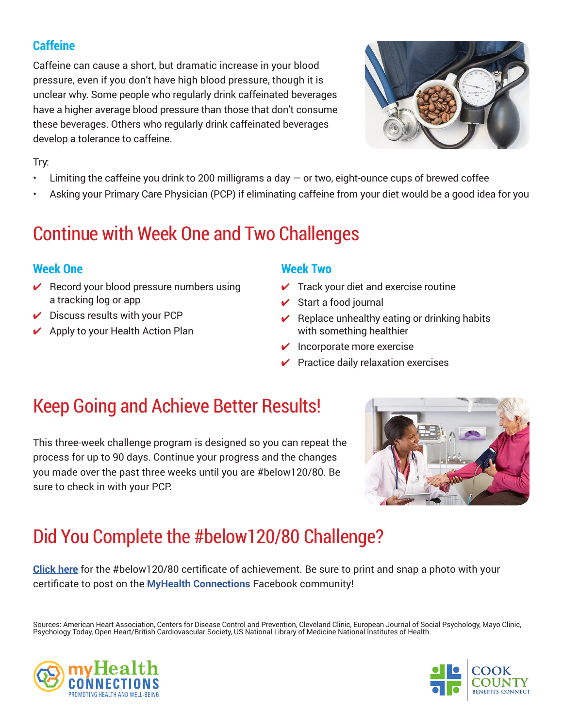### Caffeine

Caffeine can cause a short, but dramatic increase in your blood pressure, even if you don't have high blood pressure, though it is unclear why. Some people who regularly drink caffeinated beverages have a higher average blood pressure than those that don't consume these beverages. Others who regularly drink caffeinated beverages develop a tolerance to caffeine.

Try:

- Limiting the caffeine you drink to 200 milligrams a day — or two, eight-ounce cups of brewed coffee
- Asking your Primary Care Physician (PCP) if eliminating caffeine from your diet would be a good idea for you

## Continue with Week One and Two Challenges

### Week One

- ✔ Record your blood pressure numbers using a tracking log or app
- ✔ Discuss results with your PCP
- ✔ Apply to your Health Action Plan

### Week Two

- ✔ Track your diet and exercise routine
- ✔ Start a food journal
- ✔ Replace unhealthy eating or drinking habits with something healthier
- ✔ Incorporate more exercise
- ✔ Practice daily relaxation exercises

## Keep Going and Achieve Better Results!

This three-week challenge program is designed so you can repeat the process for up to 90 days. Continue your progress and the changes you made over the past three weeks until you are #below120/80. Be sure to check in with your PCP.

## Did You Complete the #below120/80 Challenge?

**Click here** for the #below120/80 certificate of achievement. Be sure to print and snap a photo with your certificate to post on the **MyHealth Connections** Facebook community!

Sources: American Heart Association, Centers for Disease Control and Prevention, Cleveland Clinic, European Journal of Social Psychology, Mayo Clinic, Psychology Today, Open Heart/British Cardiovascular Society, US National Library of Medicine National Institutes of Health

myHealth CONNECTIONS PROMOTING HEALTH AND WELL-BEING

COOK COUNTY BENEFITS CONNECT